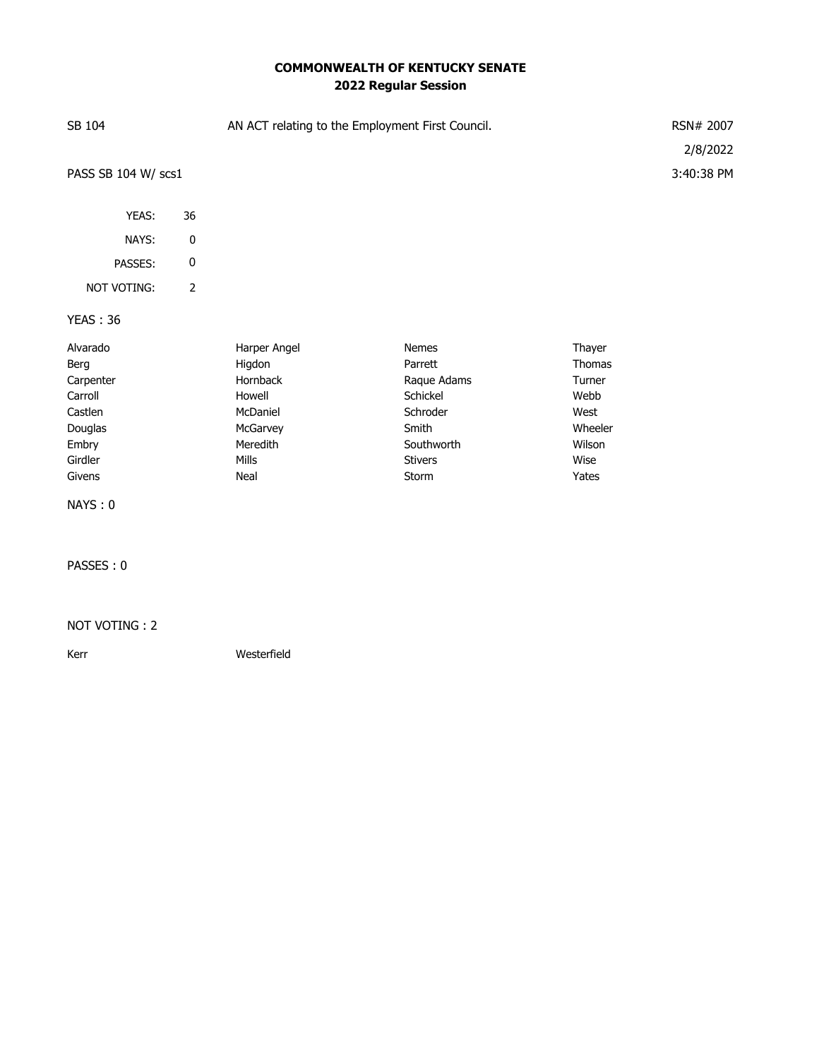**COMMONWEALTH OF KENTUCKY SENATE**
**2022 Regular Session**

SB 104 — AN ACT relating to the Employment First Council. — RSN# 2007

2/8/2022

PASS SB 104 W/ scs1 — 3:40:38 PM

| | |
|---|---|
| YEAS: | 36 |
| NAYS: | 0 |
| PASSES: | 0 |
| NOT VOTING: | 2 |

YEAS : 36

| | | | |
|---|---|---|---|
| Alvarado | Harper Angel | Nemes | Thayer |
| Berg | Higdon | Parrett | Thomas |
| Carpenter | Hornback | Raque Adams | Turner |
| Carroll | Howell | Schickel | Webb |
| Castlen | McDaniel | Schroder | West |
| Douglas | McGarvey | Smith | Wheeler |
| Embry | Meredith | Southworth | Wilson |
| Girdler | Mills | Stivers | Wise |
| Givens | Neal | Storm | Yates |

NAYS : 0

PASSES : 0

NOT VOTING : 2

| | |
|---|---|
| Kerr | Westerfield |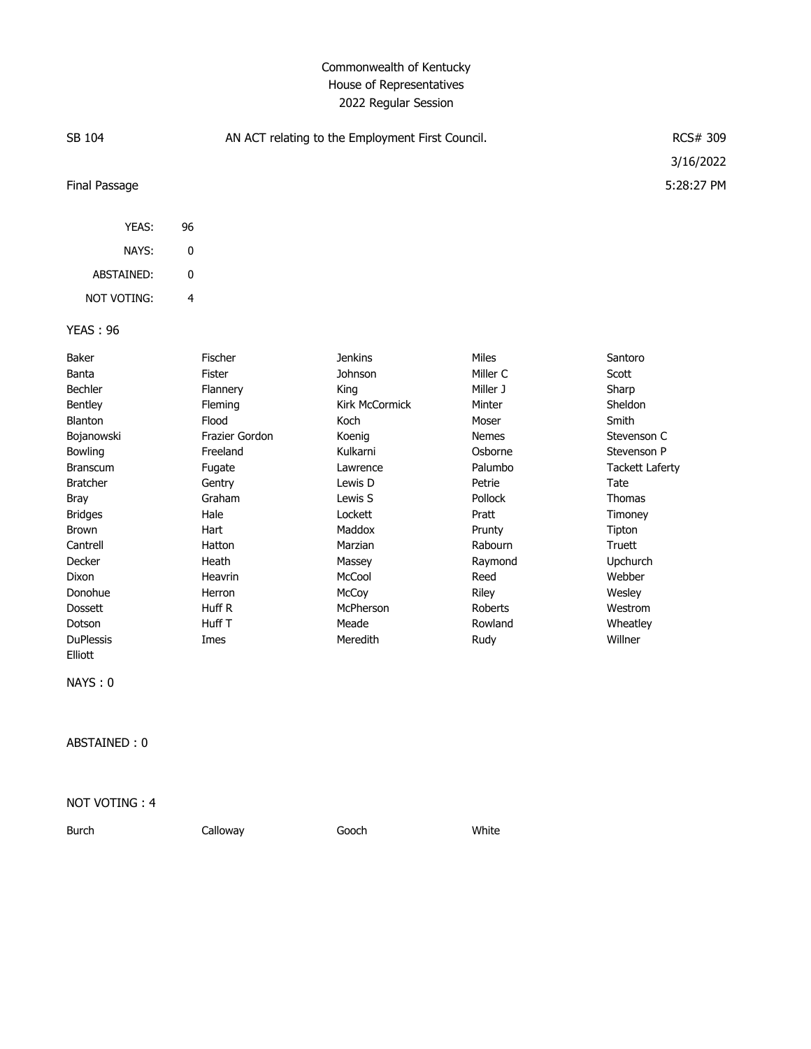Commonwealth of Kentucky
House of Representatives
2022 Regular Session

| | | |
|---|---|---|
| SB 104 | AN ACT relating to the Employment First Council. | RCS# 309 |
| | | 3/16/2022 |
| Final Passage | | 5:28:27 PM |

| | |
|---|---|
| YEAS: | 96 |
| NAYS: | 0 |
| ABSTAINED: | 0 |
| NOT VOTING: | 4 |

YEAS : 96

| | | | | |
|---|---|---|---|---|
| Baker | Fischer | Jenkins | Miles | Santoro |
| Banta | Fister | Johnson | Miller C | Scott |
| Bechler | Flannery | King | Miller J | Sharp |
| Bentley | Fleming | Kirk McCormick | Minter | Sheldon |
| Blanton | Flood | Koch | Moser | Smith |
| Bojanowski | Frazier Gordon | Koenig | Nemes | Stevenson C |
| Bowling | Freeland | Kulkarni | Osborne | Stevenson P |
| Branscum | Fugate | Lawrence | Palumbo | Tackett Laferty |
| Bratcher | Gentry | Lewis D | Petrie | Tate |
| Bray | Graham | Lewis S | Pollock | Thomas |
| Bridges | Hale | Lockett | Pratt | Timoney |
| Brown | Hart | Maddox | Prunty | Tipton |
| Cantrell | Hatton | Marzian | Rabourn | Truett |
| Decker | Heath | Massey | Raymond | Upchurch |
| Dixon | Heavrin | McCool | Reed | Webber |
| Donohue | Herron | McCoy | Riley | Wesley |
| Dossett | Huff R | McPherson | Roberts | Westrom |
| Dotson | Huff T | Meade | Rowland | Wheatley |
| DuPlessis | Imes | Meredith | Rudy | Willner |
| Elliott | | | | |

NAYS : 0

ABSTAINED : 0

NOT VOTING : 4

| | | | |
|---|---|---|---|
| Burch | Calloway | Gooch | White |